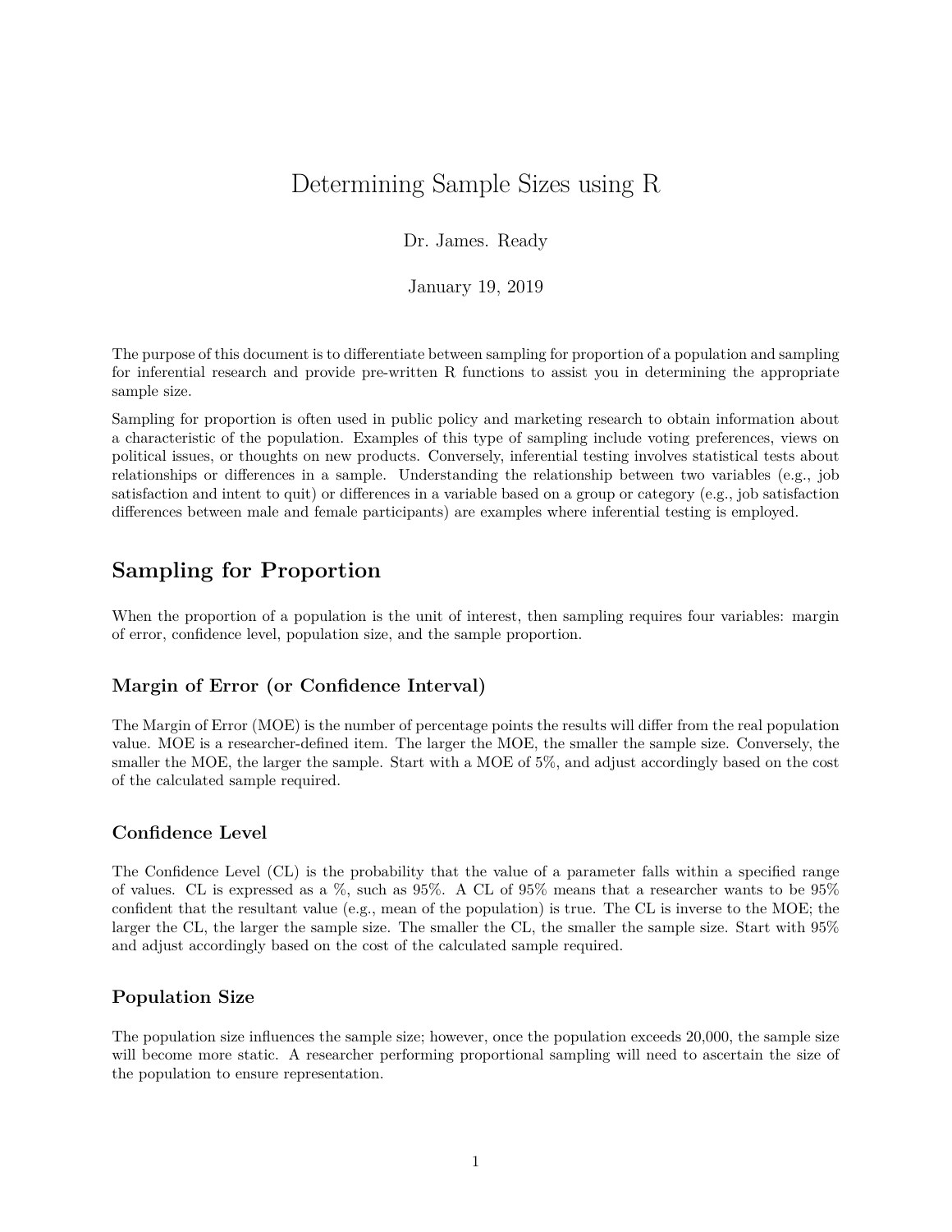# Determining Sample Sizes using R

Dr. James. Ready

January 19, 2019

The purpose of this document is to differentiate between sampling for proportion of a population and sampling for inferential research and provide pre-written R functions to assist you in determining the appropriate sample size.

Sampling for proportion is often used in public policy and marketing research to obtain information about a characteristic of the population. Examples of this type of sampling include voting preferences, views on political issues, or thoughts on new products. Conversely, inferential testing involves statistical tests about relationships or differences in a sample. Understanding the relationship between two variables (e.g., job satisfaction and intent to quit) or differences in a variable based on a group or category (e.g., job satisfaction differences between male and female participants) are examples where inferential testing is employed.

## Sampling for Proportion

When the proportion of a population is the unit of interest, then sampling requires four variables: margin of error, confidence level, population size, and the sample proportion.

### Margin of Error (or Confidence Interval)

The Margin of Error (MOE) is the number of percentage points the results will differ from the real population value. MOE is a researcher-defined item. The larger the MOE, the smaller the sample size. Conversely, the smaller the MOE, the larger the sample. Start with a MOE of 5%, and adjust accordingly based on the cost of the calculated sample required.

### Confidence Level

The Confidence Level (CL) is the probability that the value of a parameter falls within a specified range of values. CL is expressed as a %, such as 95%. A CL of 95% means that a researcher wants to be 95% confident that the resultant value (e.g., mean of the population) is true. The CL is inverse to the MOE; the larger the CL, the larger the sample size. The smaller the CL, the smaller the sample size. Start with 95% and adjust accordingly based on the cost of the calculated sample required.

### Population Size

The population size influences the sample size; however, once the population exceeds 20,000, the sample size will become more static. A researcher performing proportional sampling will need to ascertain the size of the population to ensure representation.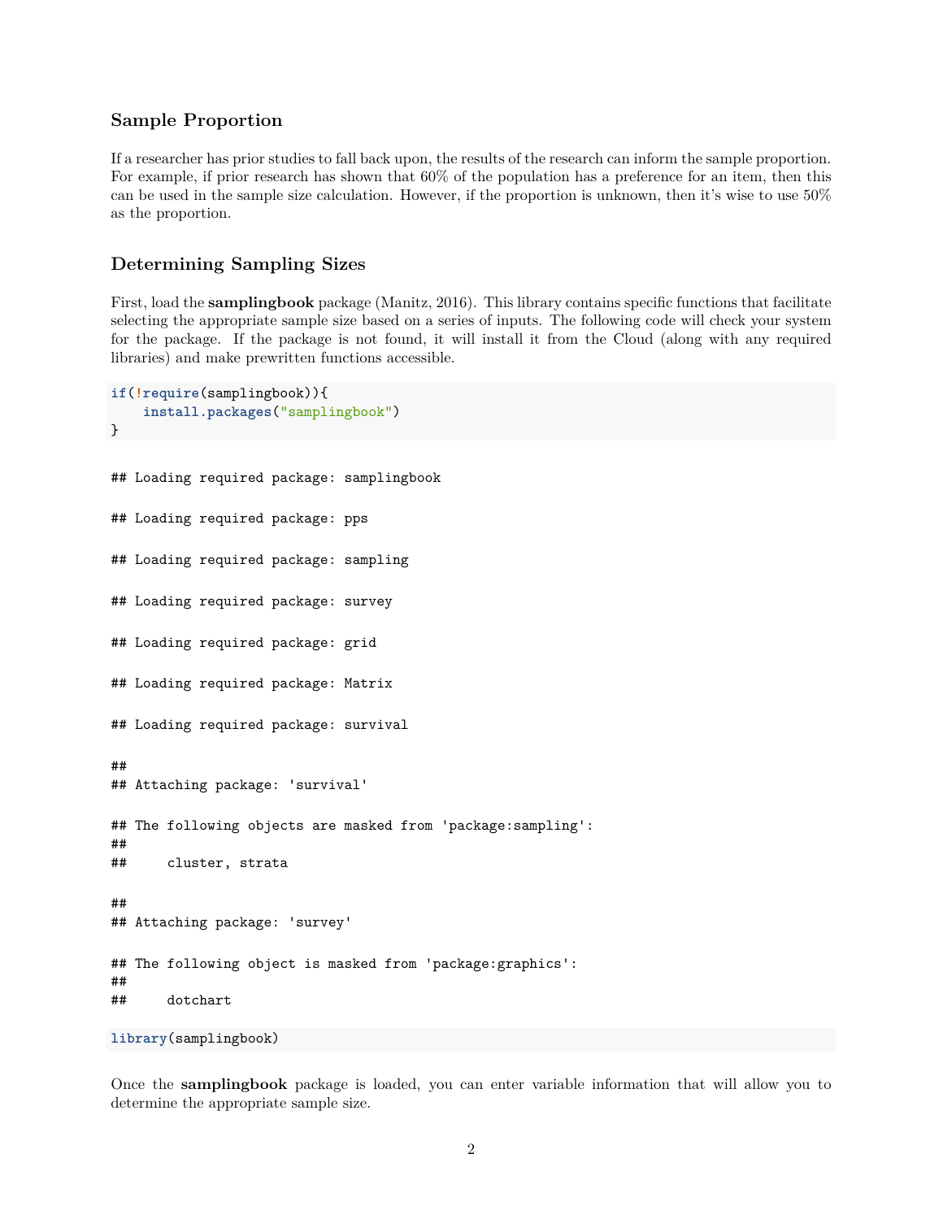### Sample Proportion

If a researcher has prior studies to fall back upon, the results of the research can inform the sample proportion. For example, if prior research has shown that 60% of the population has a preference for an item, then this can be used in the sample size calculation. However, if the proportion is unknown, then it's wise to use 50% as the proportion.

### Determining Sampling Sizes

First, load the **samplingbook** package (Manitz, 2016). This library contains specific functions that facilitate selecting the appropriate sample size based on a series of inputs. The following code will check your system for the package. If the package is not found, it will install it from the Cloud (along with any required libraries) and make prewritten functions accessible.

```
if(!require(samplingbook)){
    install.packages("samplingbook")
}
```

```
## Loading required package: samplingbook

## Loading required package: pps

## Loading required package: sampling

## Loading required package: survey

## Loading required package: grid

## Loading required package: Matrix

## Loading required package: survival

##
## Attaching package: 'survival'

## The following objects are masked from 'package:sampling':
##
##     cluster, strata

##
## Attaching package: 'survey'

## The following object is masked from 'package:graphics':
##
##     dotchart
```

```
library(samplingbook)
```

Once the **samplingbook** package is loaded, you can enter variable information that will allow you to determine the appropriate sample size.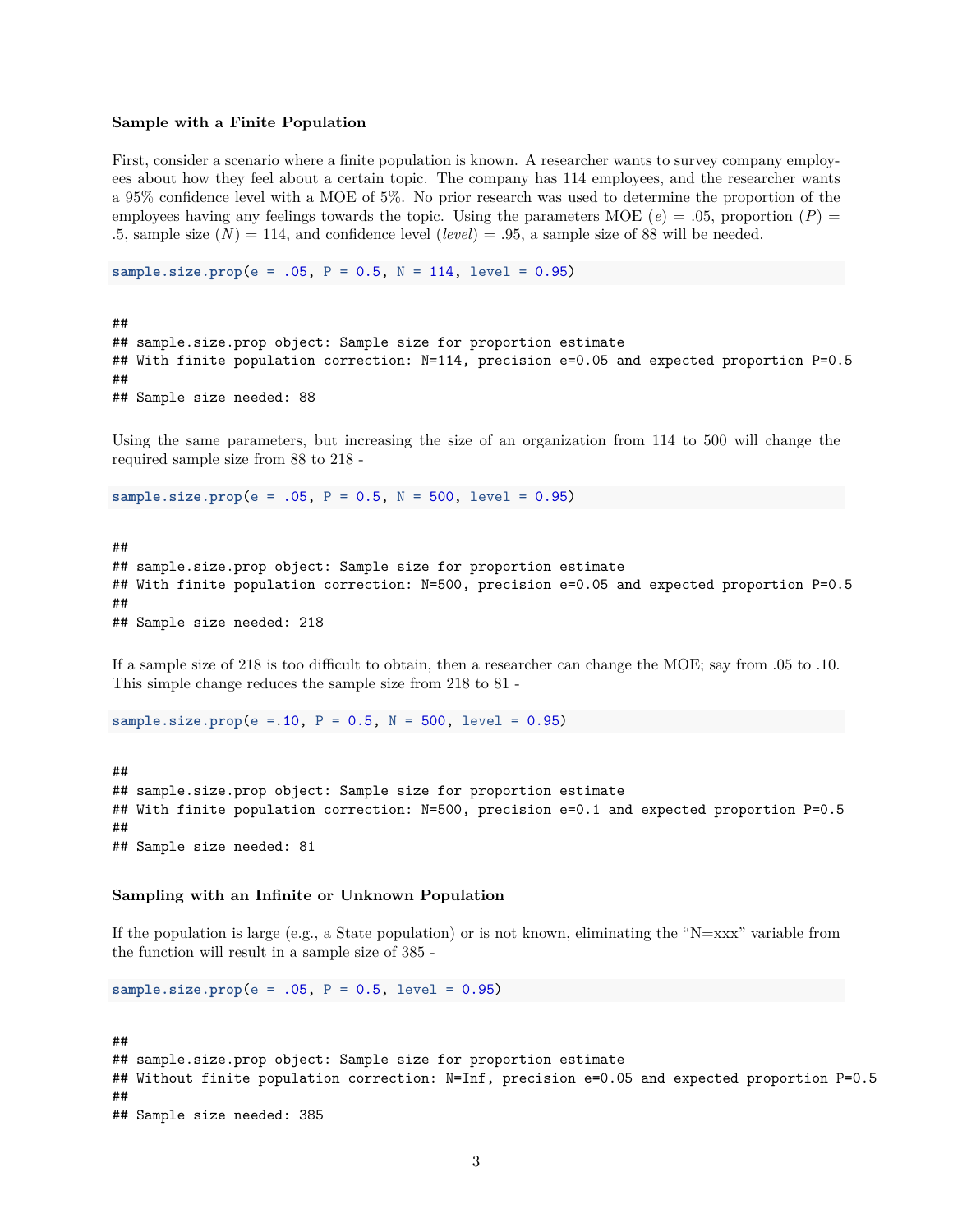### Sample with a Finite Population

First, consider a scenario where a finite population is known. A researcher wants to survey company employees about how they feel about a certain topic. The company has 114 employees, and the researcher wants a 95% confidence level with a MOE of 5%. No prior research was used to determine the proportion of the employees having any feelings towards the topic. Using the parameters MOE ($e$) = .05, proportion ($P$) = .5, sample size ($N$) = 114, and confidence level ($level$) = .95, a sample size of 88 will be needed.

```
sample.size.prop(e = .05, P = 0.5, N = 114, level = 0.95)
```

```
##
## sample.size.prop object: Sample size for proportion estimate
## With finite population correction: N=114, precision e=0.05 and expected proportion P=0.5
##
## Sample size needed: 88
```

Using the same parameters, but increasing the size of an organization from 114 to 500 will change the required sample size from 88 to 218 -

```
sample.size.prop(e = .05, P = 0.5, N = 500, level = 0.95)
```

```
##
## sample.size.prop object: Sample size for proportion estimate
## With finite population correction: N=500, precision e=0.05 and expected proportion P=0.5
##
## Sample size needed: 218
```

If a sample size of 218 is too difficult to obtain, then a researcher can change the MOE; say from .05 to .10. This simple change reduces the sample size from 218 to 81 -

```
sample.size.prop(e =.10, P = 0.5, N = 500, level = 0.95)
```

```
##
## sample.size.prop object: Sample size for proportion estimate
## With finite population correction: N=500, precision e=0.1 and expected proportion P=0.5
##
## Sample size needed: 81
```

### Sampling with an Infinite or Unknown Population

If the population is large (e.g., a State population) or is not known, eliminating the "N=xxx" variable from the function will result in a sample size of 385 -

```
sample.size.prop(e = .05, P = 0.5, level = 0.95)
```

```
##
## sample.size.prop object: Sample size for proportion estimate
## Without finite population correction: N=Inf, precision e=0.05 and expected proportion P=0.5
##
## Sample size needed: 385
```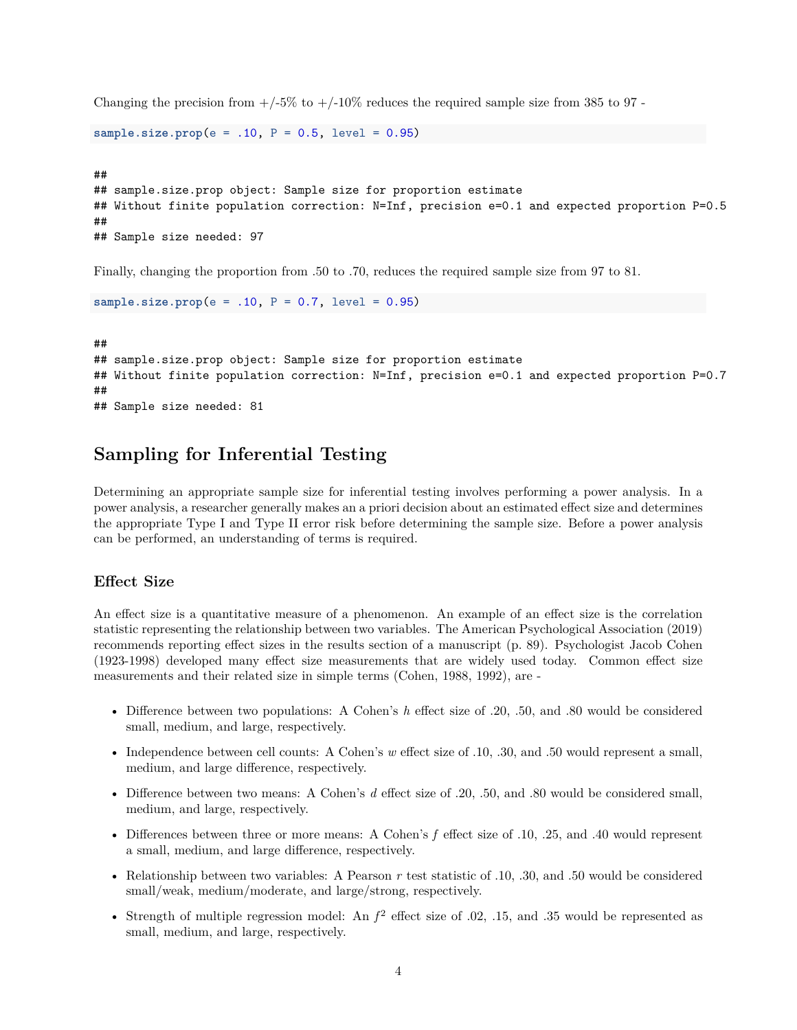Changing the precision from +/-5% to +/-10% reduces the required sample size from 385 to 97 -

```
sample.size.prop(e = .10, P = 0.5, level = 0.95)
```

```
##
## sample.size.prop object: Sample size for proportion estimate
## Without finite population correction: N=Inf, precision e=0.1 and expected proportion P=0.5
##
## Sample size needed: 97
```

Finally, changing the proportion from .50 to .70, reduces the required sample size from 97 to 81.

```
sample.size.prop(e = .10, P = 0.7, level = 0.95)
```

```
##
## sample.size.prop object: Sample size for proportion estimate
## Without finite population correction: N=Inf, precision e=0.1 and expected proportion P=0.7
##
## Sample size needed: 81
```

## Sampling for Inferential Testing

Determining an appropriate sample size for inferential testing involves performing a power analysis. In a power analysis, a researcher generally makes an a priori decision about an estimated effect size and determines the appropriate Type I and Type II error risk before determining the sample size. Before a power analysis can be performed, an understanding of terms is required.

### Effect Size

An effect size is a quantitative measure of a phenomenon. An example of an effect size is the correlation statistic representing the relationship between two variables. The American Psychological Association (2019) recommends reporting effect sizes in the results section of a manuscript (p. 89). Psychologist Jacob Cohen (1923-1998) developed many effect size measurements that are widely used today. Common effect size measurements and their related size in simple terms (Cohen, 1988, 1992), are -

- Difference between two populations: A Cohen's $h$ effect size of .20, .50, and .80 would be considered small, medium, and large, respectively.
- Independence between cell counts: A Cohen's $w$ effect size of .10, .30, and .50 would represent a small, medium, and large difference, respectively.
- Difference between two means: A Cohen's $d$ effect size of .20, .50, and .80 would be considered small, medium, and large, respectively.
- Differences between three or more means: A Cohen's $f$ effect size of .10, .25, and .40 would represent a small, medium, and large difference, respectively.
- Relationship between two variables: A Pearson $r$ test statistic of .10, .30, and .50 would be considered small/weak, medium/moderate, and large/strong, respectively.
- Strength of multiple regression model: An $f^2$ effect size of .02, .15, and .35 would be represented as small, medium, and large, respectively.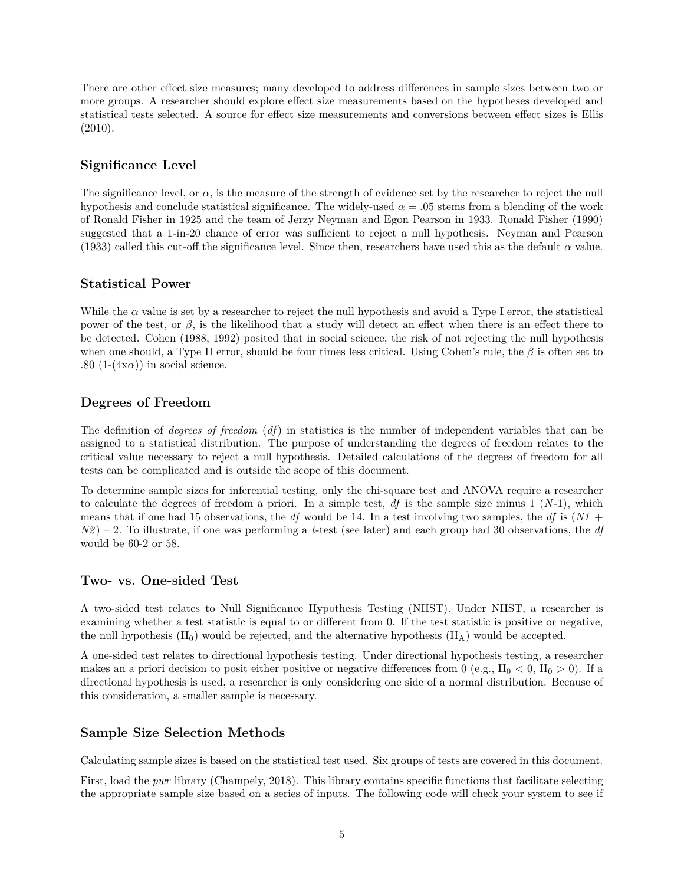There are other effect size measures; many developed to address differences in sample sizes between two or more groups. A researcher should explore effect size measurements based on the hypotheses developed and statistical tests selected. A source for effect size measurements and conversions between effect sizes is Ellis (2010).

## Significance Level

The significance level, or $\alpha$, is the measure of the strength of evidence set by the researcher to reject the null hypothesis and conclude statistical significance. The widely-used $\alpha = .05$ stems from a blending of the work of Ronald Fisher in 1925 and the team of Jerzy Neyman and Egon Pearson in 1933. Ronald Fisher (1990) suggested that a 1-in-20 chance of error was sufficient to reject a null hypothesis. Neyman and Pearson (1933) called this cut-off the significance level. Since then, researchers have used this as the default $\alpha$ value.

## Statistical Power

While the $\alpha$ value is set by a researcher to reject the null hypothesis and avoid a Type I error, the statistical power of the test, or $\beta$, is the likelihood that a study will detect an effect when there is an effect there to be detected. Cohen (1988, 1992) posited that in social science, the risk of not rejecting the null hypothesis when one should, a Type II error, should be four times less critical. Using Cohen's rule, the $\beta$ is often set to .80 (1-(4x$\alpha$)) in social science.

## Degrees of Freedom

The definition of *degrees of freedom* (*df*) in statistics is the number of independent variables that can be assigned to a statistical distribution. The purpose of understanding the degrees of freedom relates to the critical value necessary to reject a null hypothesis. Detailed calculations of the degrees of freedom for all tests can be complicated and is outside the scope of this document.

To determine sample sizes for inferential testing, only the chi-square test and ANOVA require a researcher to calculate the degrees of freedom a priori. In a simple test, *df* is the sample size minus 1 (*N*-1), which means that if one had 15 observations, the *df* would be 14. In a test involving two samples, the *df* is (*N1* + *N2*) – 2. To illustrate, if one was performing a *t*-test (see later) and each group had 30 observations, the *df* would be 60-2 or 58.

## Two- vs. One-sided Test

A two-sided test relates to Null Significance Hypothesis Testing (NHST). Under NHST, a researcher is examining whether a test statistic is equal to or different from 0. If the test statistic is positive or negative, the null hypothesis ($H_0$) would be rejected, and the alternative hypothesis ($H_A$) would be accepted.

A one-sided test relates to directional hypothesis testing. Under directional hypothesis testing, a researcher makes an a priori decision to posit either positive or negative differences from 0 (e.g., $H_0 < 0$, $H_0 > 0$). If a directional hypothesis is used, a researcher is only considering one side of a normal distribution. Because of this consideration, a smaller sample is necessary.

## Sample Size Selection Methods

Calculating sample sizes is based on the statistical test used. Six groups of tests are covered in this document.

First, load the *pwr* library (Champely, 2018). This library contains specific functions that facilitate selecting the appropriate sample size based on a series of inputs. The following code will check your system to see if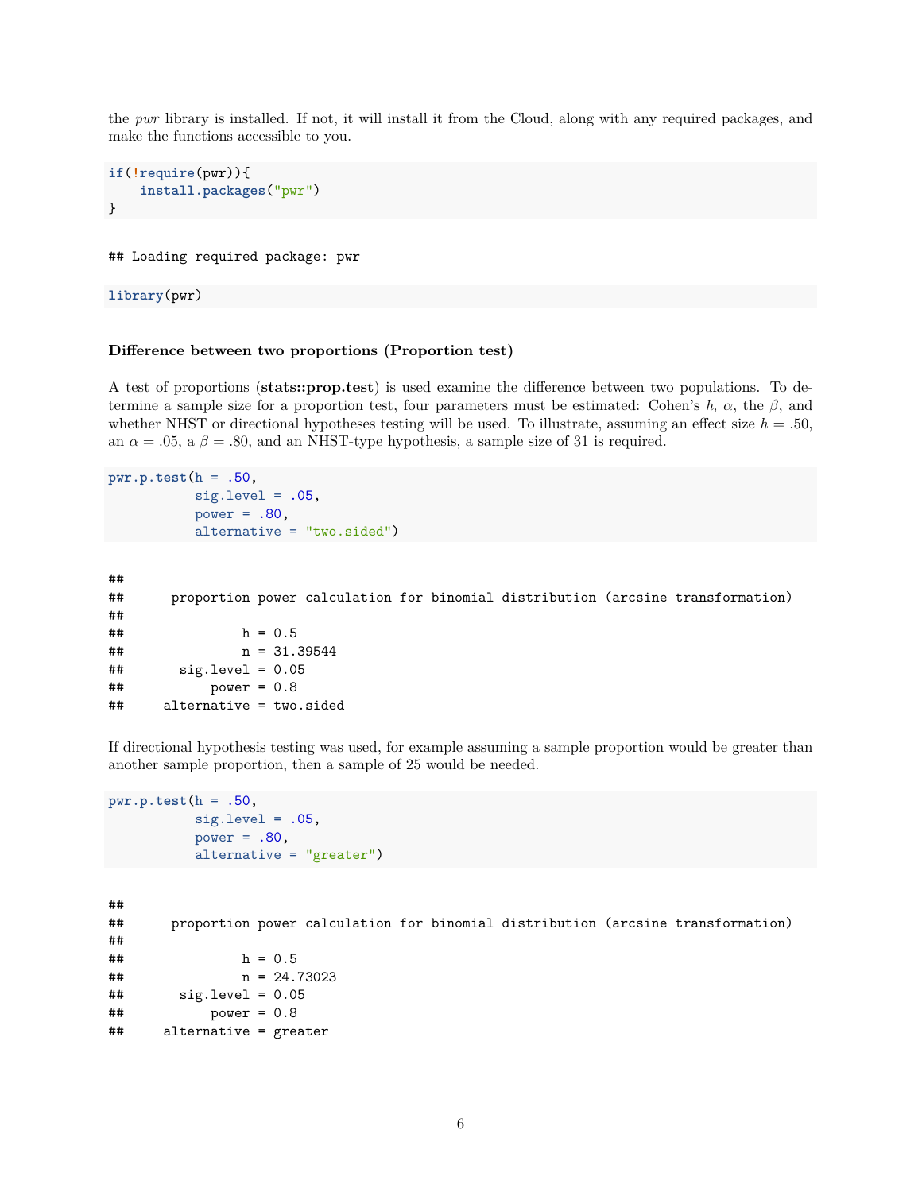the *pwr* library is installed. If not, it will install it from the Cloud, along with any required packages, and make the functions accessible to you.

```
if(!require(pwr)){
    install.packages("pwr")
}
```

```
## Loading required package: pwr
```

```
library(pwr)
```

#### Difference between two proportions (Proportion test)

A test of proportions (**stats::prop.test**) is used examine the difference between two populations. To determine a sample size for a proportion test, four parameters must be estimated: Cohen's $h$, $\alpha$, the $\beta$, and whether NHST or directional hypotheses testing will be used. To illustrate, assuming an effect size $h = .50$, an $\alpha = .05$, a $\beta = .80$, and an NHST-type hypothesis, a sample size of 31 is required.

```
pwr.p.test(h = .50,
           sig.level = .05,
           power = .80,
           alternative = "two.sided")
```

```
##
##      proportion power calculation for binomial distribution (arcsine transformation)
##
##               h = 0.5
##               n = 31.39544
##       sig.level = 0.05
##           power = 0.8
##     alternative = two.sided
```

If directional hypothesis testing was used, for example assuming a sample proportion would be greater than another sample proportion, then a sample of 25 would be needed.

```
pwr.p.test(h = .50,
           sig.level = .05,
           power = .80,
           alternative = "greater")
```

```
##
##      proportion power calculation for binomial distribution (arcsine transformation)
##
##               h = 0.5
##               n = 24.73023
##       sig.level = 0.05
##           power = 0.8
##     alternative = greater
```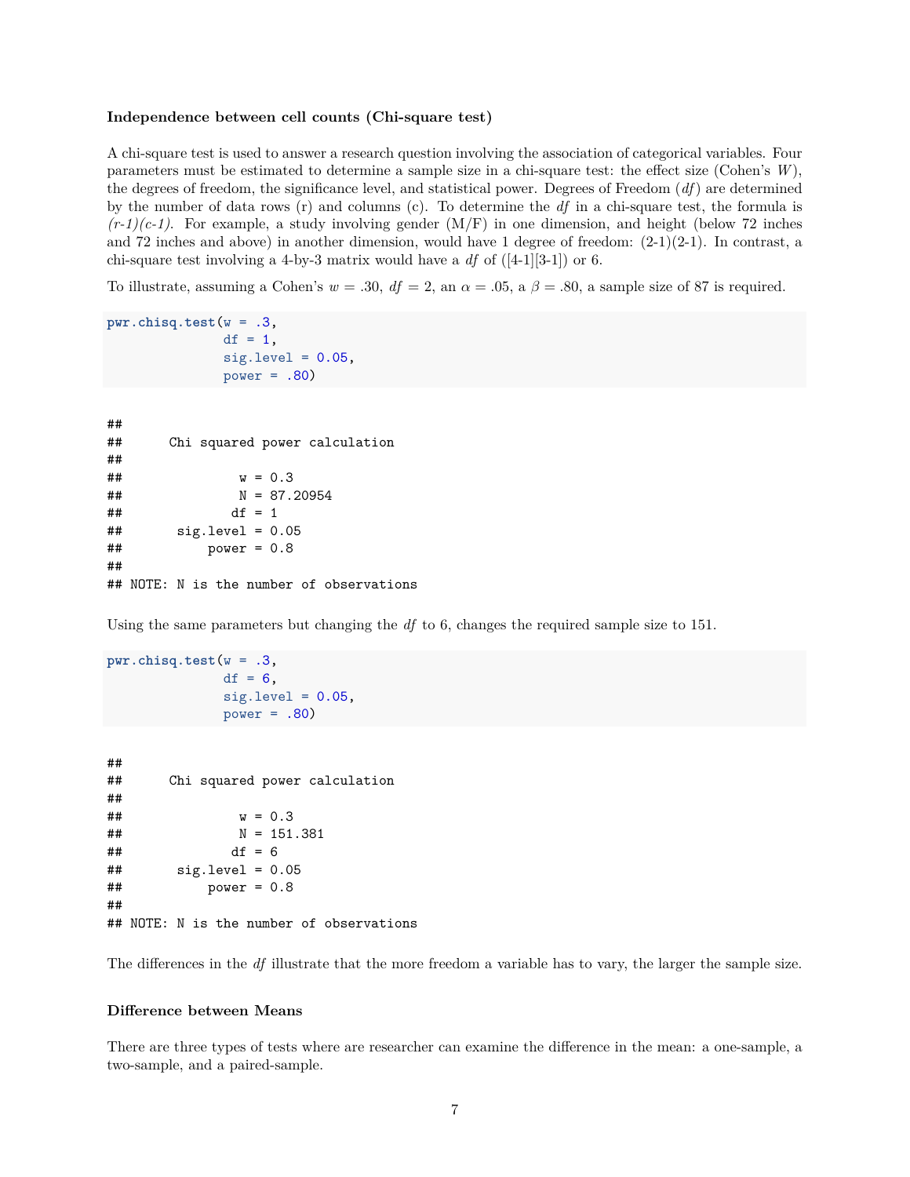### Independence between cell counts (Chi-square test)

A chi-square test is used to answer a research question involving the association of categorical variables. Four parameters must be estimated to determine a sample size in a chi-square test: the effect size (Cohen's $W$), the degrees of freedom, the significance level, and statistical power. Degrees of Freedom (*df*) are determined by the number of data rows (r) and columns (c). To determine the *df* in a chi-square test, the formula is *(r-1)(c-1)*. For example, a study involving gender (M/F) in one dimension, and height (below 72 inches and 72 inches and above) in another dimension, would have 1 degree of freedom: (2-1)(2-1). In contrast, a chi-square test involving a 4-by-3 matrix would have a *df* of ([4-1][3-1]) or 6.

To illustrate, assuming a Cohen's $w = .30$, $df = 2$, an $\alpha = .05$, a $\beta = .80$, a sample size of 87 is required.

```
pwr.chisq.test(w = .3,
               df = 1,
               sig.level = 0.05,
               power = .80)
```

```
##
##      Chi squared power calculation
##
##               w = 0.3
##               N = 87.20954
##              df = 1
##       sig.level = 0.05
##           power = 0.8
##
## NOTE: N is the number of observations
```

Using the same parameters but changing the *df* to 6, changes the required sample size to 151.

```
pwr.chisq.test(w = .3,
               df = 6,
               sig.level = 0.05,
               power = .80)
```

```
##
##      Chi squared power calculation
##
##               w = 0.3
##               N = 151.381
##              df = 6
##       sig.level = 0.05
##           power = 0.8
##
## NOTE: N is the number of observations
```

The differences in the *df* illustrate that the more freedom a variable has to vary, the larger the sample size.

### Difference between Means

There are three types of tests where are researcher can examine the difference in the mean: a one-sample, a two-sample, and a paired-sample.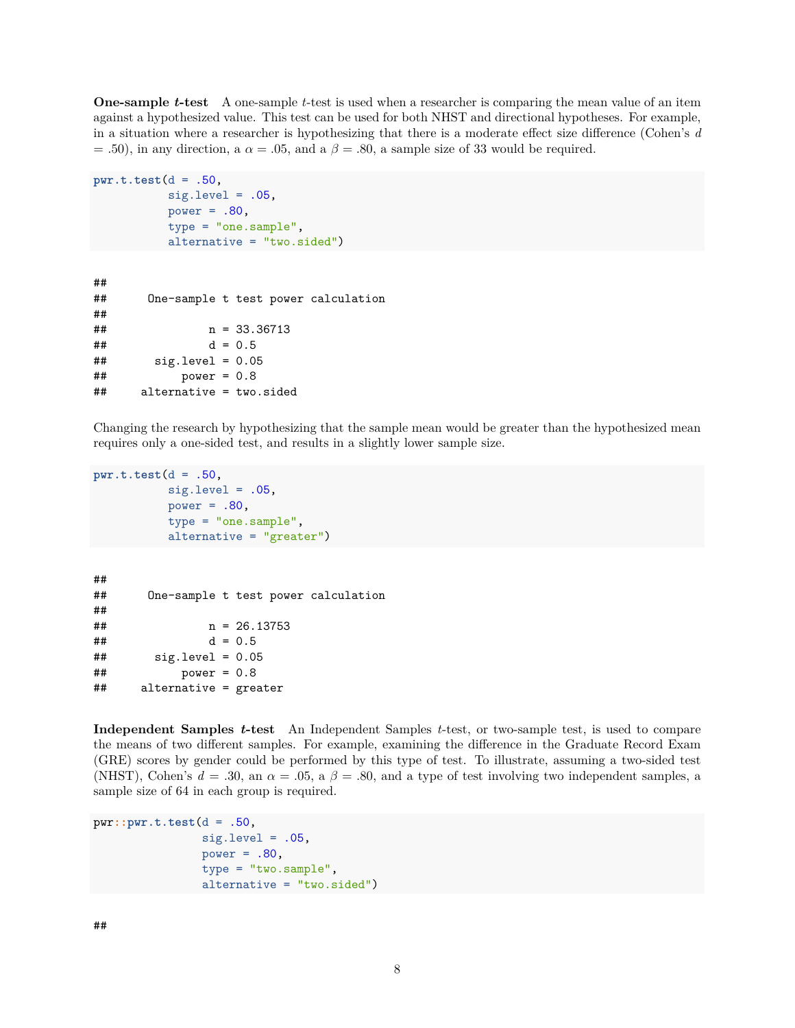**One-sample *t*-test** A one-sample *t*-test is used when a researcher is comparing the mean value of an item against a hypothesized value. This test can be used for both NHST and directional hypotheses. For example, in a situation where a researcher is hypothesizing that there is a moderate effect size difference (Cohen's $d = .50$), in any direction, a $\alpha = .05$, and a $\beta = .80$, a sample size of 33 would be required.

```
pwr.t.test(d = .50,
           sig.level = .05,
           power = .80,
           type = "one.sample",
           alternative = "two.sided")
```

```
##
##      One-sample t test power calculation
##
##               n = 33.36713
##               d = 0.5
##       sig.level = 0.05
##           power = 0.8
##     alternative = two.sided
```

Changing the research by hypothesizing that the sample mean would be greater than the hypothesized mean requires only a one-sided test, and results in a slightly lower sample size.

```
pwr.t.test(d = .50,
           sig.level = .05,
           power = .80,
           type = "one.sample",
           alternative = "greater")
```

```
##
##      One-sample t test power calculation
##
##               n = 26.13753
##               d = 0.5
##       sig.level = 0.05
##           power = 0.8
##     alternative = greater
```

**Independent Samples *t*-test** An Independent Samples *t*-test, or two-sample test, is used to compare the means of two different samples. For example, examining the difference in the Graduate Record Exam (GRE) scores by gender could be performed by this type of test. To illustrate, assuming a two-sided test (NHST), Cohen's $d = .30$, an $\alpha = .05$, a $\beta = .80$, and a type of test involving two independent samples, a sample size of 64 in each group is required.

```
pwr::pwr.t.test(d = .50,
                sig.level = .05,
                power = .80,
                type = "two.sample",
                alternative = "two.sided")
```

```
##
```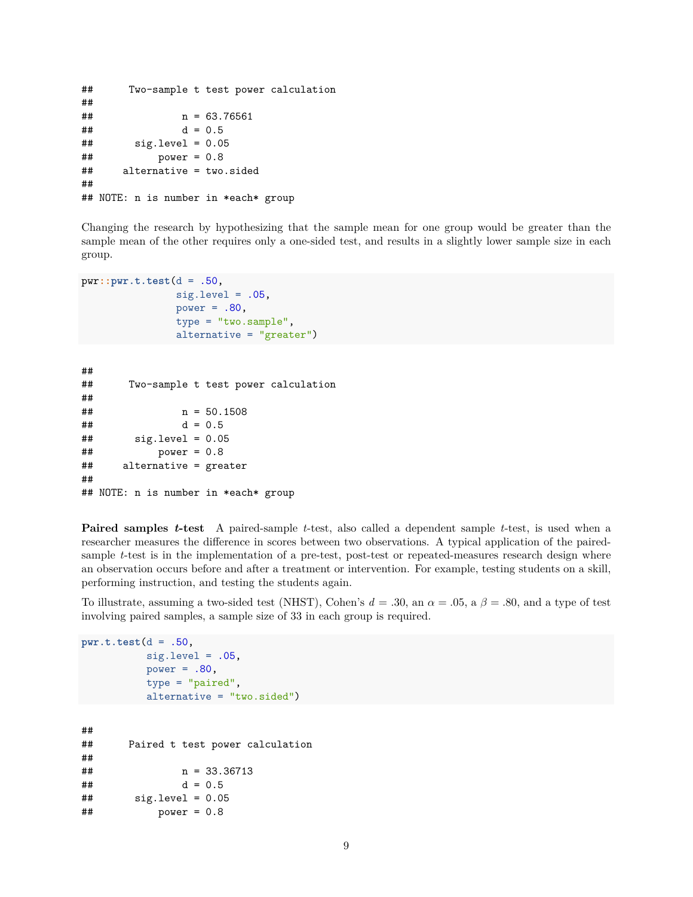```
##      Two-sample t test power calculation
##
##               n = 63.76561
##               d = 0.5
##       sig.level = 0.05
##           power = 0.8
##     alternative = two.sided
##
## NOTE: n is number in *each* group
```

Changing the research by hypothesizing that the sample mean for one group would be greater than the sample mean of the other requires only a one-sided test, and results in a slightly lower sample size in each group.

```
pwr::pwr.t.test(d = .50,
                sig.level = .05,
                power = .80,
                type = "two.sample",
                alternative = "greater")
```

```
##
##      Two-sample t test power calculation
##
##               n = 50.1508
##               d = 0.5
##       sig.level = 0.05
##           power = 0.8
##     alternative = greater
##
## NOTE: n is number in *each* group
```

**Paired samples *t*-test** A paired-sample *t*-test, also called a dependent sample *t*-test, is used when a researcher measures the difference in scores between two observations. A typical application of the paired-sample *t*-test is in the implementation of a pre-test, post-test or repeated-measures research design where an observation occurs before and after a treatment or intervention. For example, testing students on a skill, performing instruction, and testing the students again.

To illustrate, assuming a two-sided test (NHST), Cohen's $d = .30$, an $\alpha = .05$, a $\beta = .80$, and a type of test involving paired samples, a sample size of 33 in each group is required.

```
pwr.t.test(d = .50,
           sig.level = .05,
           power = .80,
           type = "paired",
           alternative = "two.sided")
```

```
##
##      Paired t test power calculation
##
##               n = 33.36713
##               d = 0.5
##       sig.level = 0.05
##           power = 0.8
```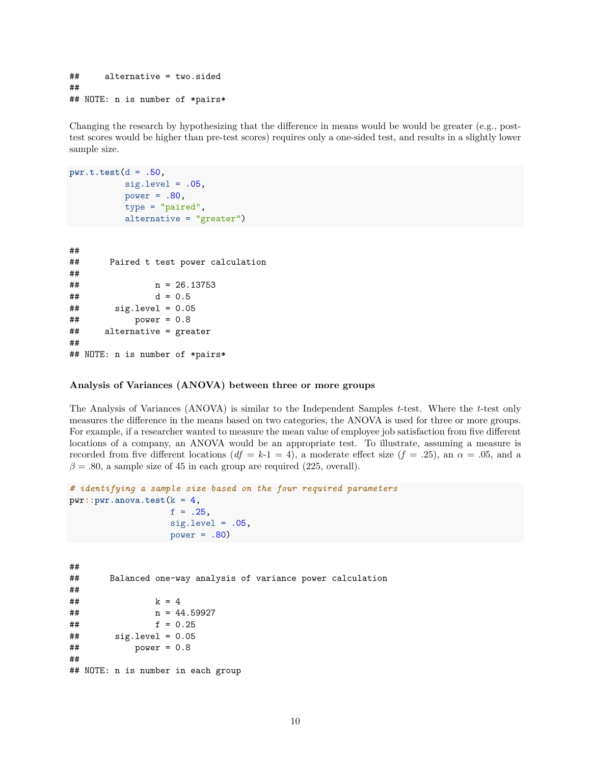```
##     alternative = two.sided
##
## NOTE: n is number of *pairs*
```

Changing the research by hypothesizing that the difference in means would be would be greater (e.g., post-test scores would be higher than pre-test scores) requires only a one-sided test, and results in a slightly lower sample size.

```r
pwr.t.test(d = .50,
           sig.level = .05,
           power = .80,
           type = "paired",
           alternative = "greater")
```

```
##
##      Paired t test power calculation
##
##               n = 26.13753
##               d = 0.5
##       sig.level = 0.05
##           power = 0.8
##     alternative = greater
##
## NOTE: n is number of *pairs*
```

### Analysis of Variances (ANOVA) between three or more groups

The Analysis of Variances (ANOVA) is similar to the Independent Samples *t*-test. Where the *t*-test only measures the difference in the means based on two categories, the ANOVA is used for three or more groups. For example, if a researcher wanted to measure the mean value of employee job satisfaction from five different locations of a company, an ANOVA would be an appropriate test. To illustrate, assuming a measure is recorded from five different locations ($df = k\text{-}1 = 4$), a moderate effect size ($f = .25$), an $\alpha = .05$, and a $\beta = .80$, a sample size of 45 in each group are required (225, overall).

```r
# identifying a sample size based on the four required parameters
pwr::pwr.anova.test(k = 4,
                    f = .25,
                    sig.level = .05,
                    power = .80)
```

```
##
##      Balanced one-way analysis of variance power calculation
##
##               k = 4
##               n = 44.59927
##               f = 0.25
##       sig.level = 0.05
##           power = 0.8
##
## NOTE: n is number in each group
```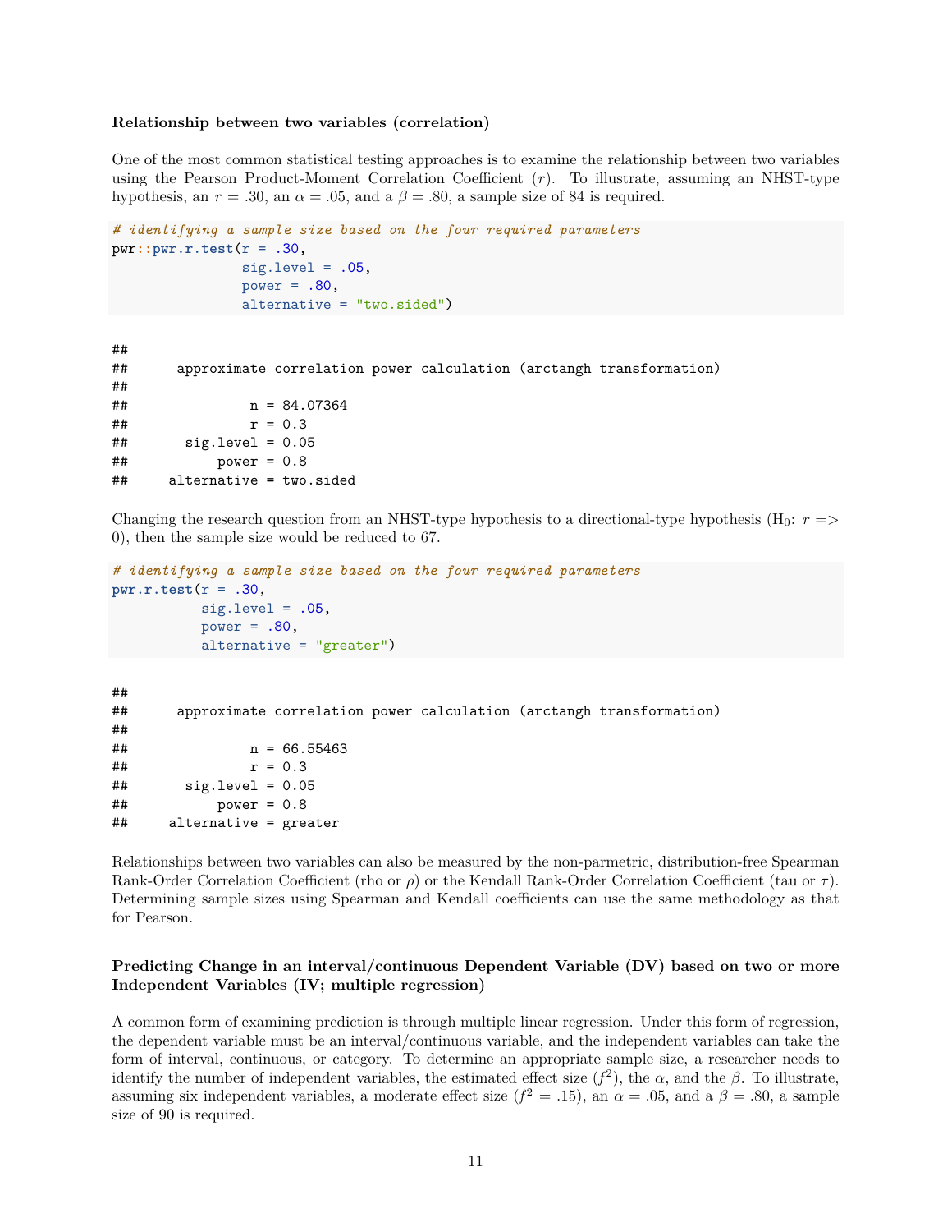**Relationship between two variables (correlation)**

One of the most common statistical testing approaches is to examine the relationship between two variables using the Pearson Product-Moment Correlation Coefficient ($r$). To illustrate, assuming an NHST-type hypothesis, an $r = .30$, an $\alpha = .05$, and a $\beta = .80$, a sample size of 84 is required.

```
# identifying a sample size based on the four required parameters
pwr::pwr.r.test(r = .30,
                sig.level = .05,
                power = .80,
                alternative = "two.sided")
```

```
##
##      approximate correlation power calculation (arctangh transformation)
##
##               n = 84.07364
##               r = 0.3
##       sig.level = 0.05
##           power = 0.8
##     alternative = two.sided
```

Changing the research question from an NHST-type hypothesis to a directional-type hypothesis ($H_0$: $r$ => 0), then the sample size would be reduced to 67.

```
# identifying a sample size based on the four required parameters
pwr.r.test(r = .30,
           sig.level = .05,
           power = .80,
           alternative = "greater")
```

```
##
##      approximate correlation power calculation (arctangh transformation)
##
##               n = 66.55463
##               r = 0.3
##       sig.level = 0.05
##           power = 0.8
##     alternative = greater
```

Relationships between two variables can also be measured by the non-parmetric, distribution-free Spearman Rank-Order Correlation Coefficient (rho or $\rho$) or the Kendall Rank-Order Correlation Coefficient (tau or $\tau$). Determining sample sizes using Spearman and Kendall coefficients can use the same methodology as that for Pearson.

**Predicting Change in an interval/continuous Dependent Variable (DV) based on two or more Independent Variables (IV; multiple regression)**

A common form of examining prediction is through multiple linear regression. Under this form of regression, the dependent variable must be an interval/continuous variable, and the independent variables can take the form of interval, continuous, or category. To determine an appropriate sample size, a researcher needs to identify the number of independent variables, the estimated effect size ($f^2$), the $\alpha$, and the $\beta$. To illustrate, assuming six independent variables, a moderate effect size ($f^2 = .15$), an $\alpha = .05$, and a $\beta = .80$, a sample size of 90 is required.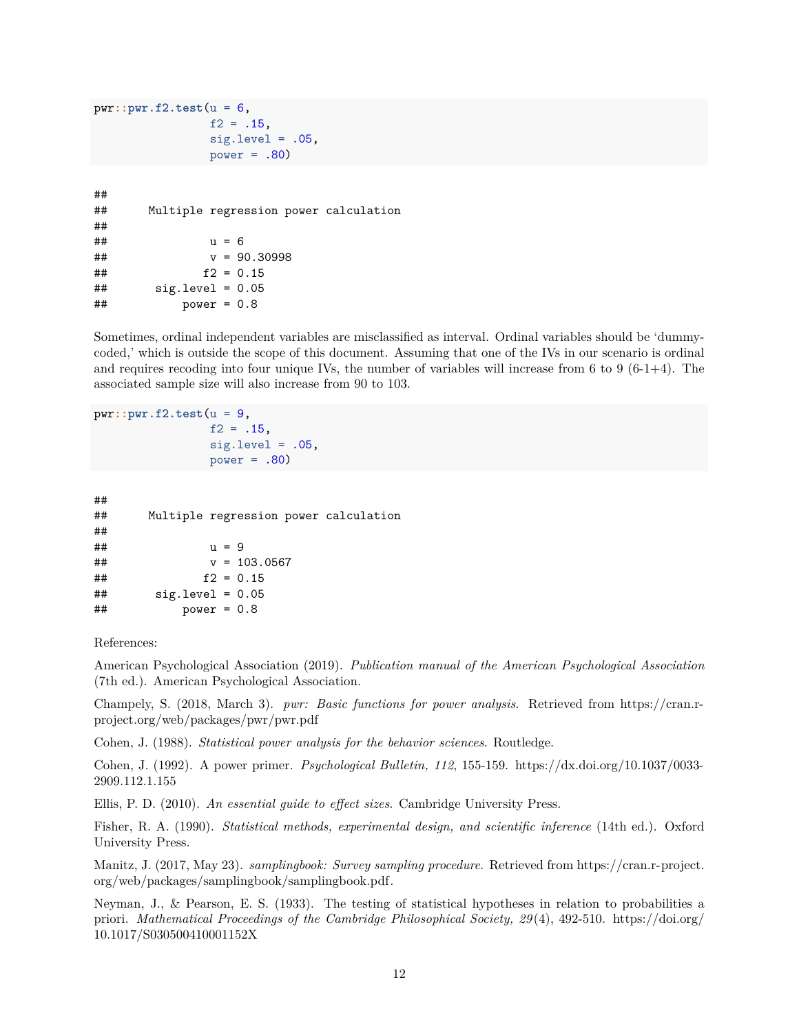```r
pwr::pwr.f2.test(u = 6,
                 f2 = .15,
                 sig.level = .05,
                 power = .80)
```

```
##
##      Multiple regression power calculation
##
##               u = 6
##               v = 90.30998
##              f2 = 0.15
##       sig.level = 0.05
##           power = 0.8
```

Sometimes, ordinal independent variables are misclassified as interval. Ordinal variables should be 'dummy-coded,' which is outside the scope of this document. Assuming that one of the IVs in our scenario is ordinal and requires recoding into four unique IVs, the number of variables will increase from 6 to 9 (6-1+4). The associated sample size will also increase from 90 to 103.

```r
pwr::pwr.f2.test(u = 9,
                 f2 = .15,
                 sig.level = .05,
                 power = .80)
```

```
##
##      Multiple regression power calculation
##
##               u = 9
##               v = 103.0567
##              f2 = 0.15
##       sig.level = 0.05
##           power = 0.8
```

References:

American Psychological Association (2019). *Publication manual of the American Psychological Association* (7th ed.). American Psychological Association.

Champely, S. (2018, March 3). *pwr: Basic functions for power analysis*. Retrieved from https://cran.r-project.org/web/packages/pwr/pwr.pdf

Cohen, J. (1988). *Statistical power analysis for the behavior sciences*. Routledge.

Cohen, J. (1992). A power primer. *Psychological Bulletin, 112*, 155-159. https://dx.doi.org/10.1037/0033-2909.112.1.155

Ellis, P. D. (2010). *An essential guide to effect sizes*. Cambridge University Press.

Fisher, R. A. (1990). *Statistical methods, experimental design, and scientific inference* (14th ed.). Oxford University Press.

Manitz, J. (2017, May 23). *samplingbook: Survey sampling procedure*. Retrieved from https://cran.r-project.org/web/packages/samplingbook/samplingbook.pdf.

Neyman, J., & Pearson, E. S. (1933). The testing of statistical hypotheses in relation to probabilities a priori. *Mathematical Proceedings of the Cambridge Philosophical Society, 29*(4), 492-510. https://doi.org/10.1017/S030500410001152X